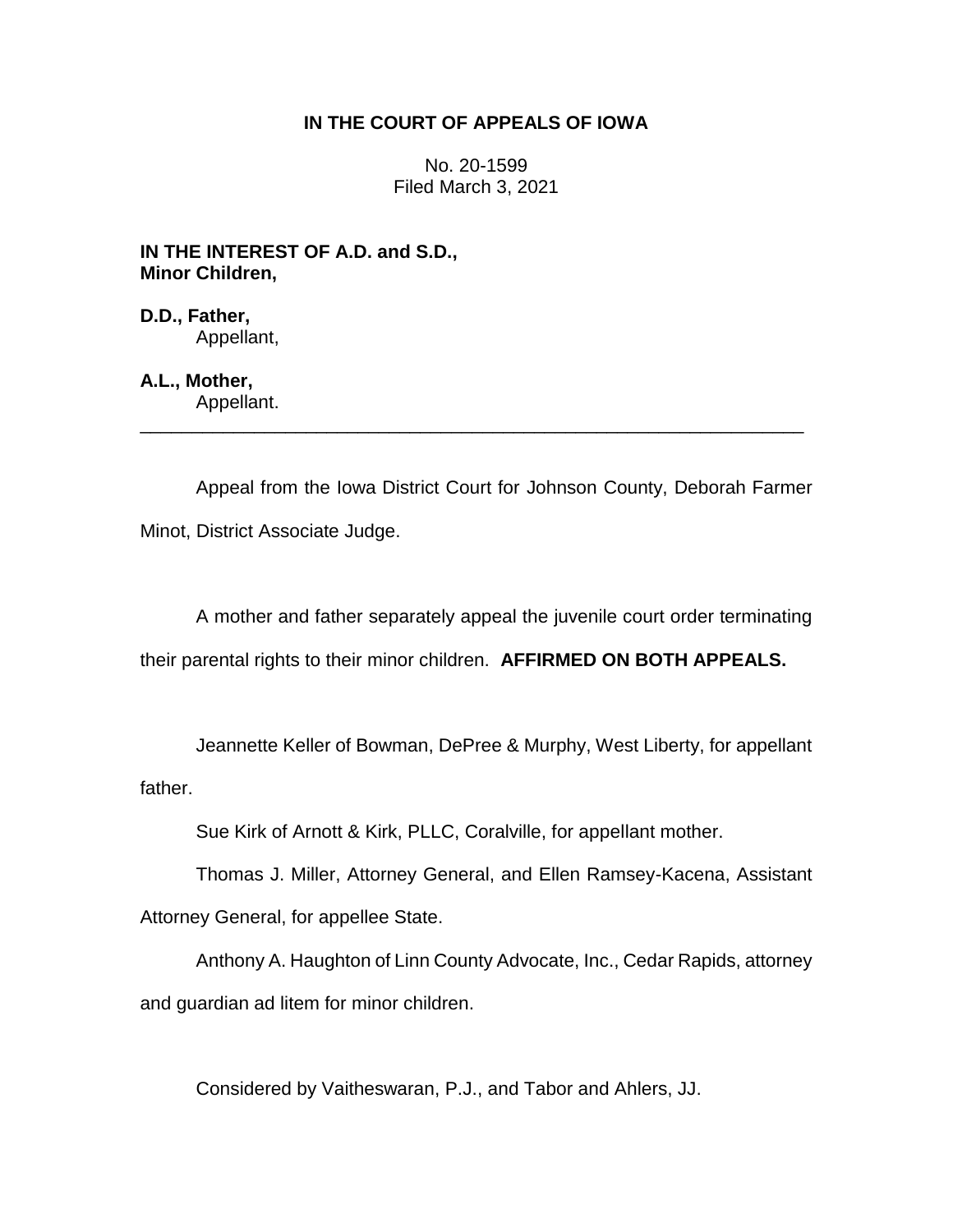# IN THE COURT OF APPEALS OF IOWA

No. 20-1599
Filed March 3, 2021

**IN THE INTEREST OF A.D. and S.D., Minor Children,**

**D.D., Father,**
Appellant,

**A.L., Mother,**
Appellant.

---

Appeal from the Iowa District Court for Johnson County, Deborah Farmer Minot, District Associate Judge.

A mother and father separately appeal the juvenile court order terminating their parental rights to their minor children. **AFFIRMED ON BOTH APPEALS.**

Jeannette Keller of Bowman, DePree & Murphy, West Liberty, for appellant father.

Sue Kirk of Arnott & Kirk, PLLC, Coralville, for appellant mother.

Thomas J. Miller, Attorney General, and Ellen Ramsey-Kacena, Assistant Attorney General, for appellee State.

Anthony A. Haughton of Linn County Advocate, Inc., Cedar Rapids, attorney and guardian ad litem for minor children.

Considered by Vaitheswaran, P.J., and Tabor and Ahlers, JJ.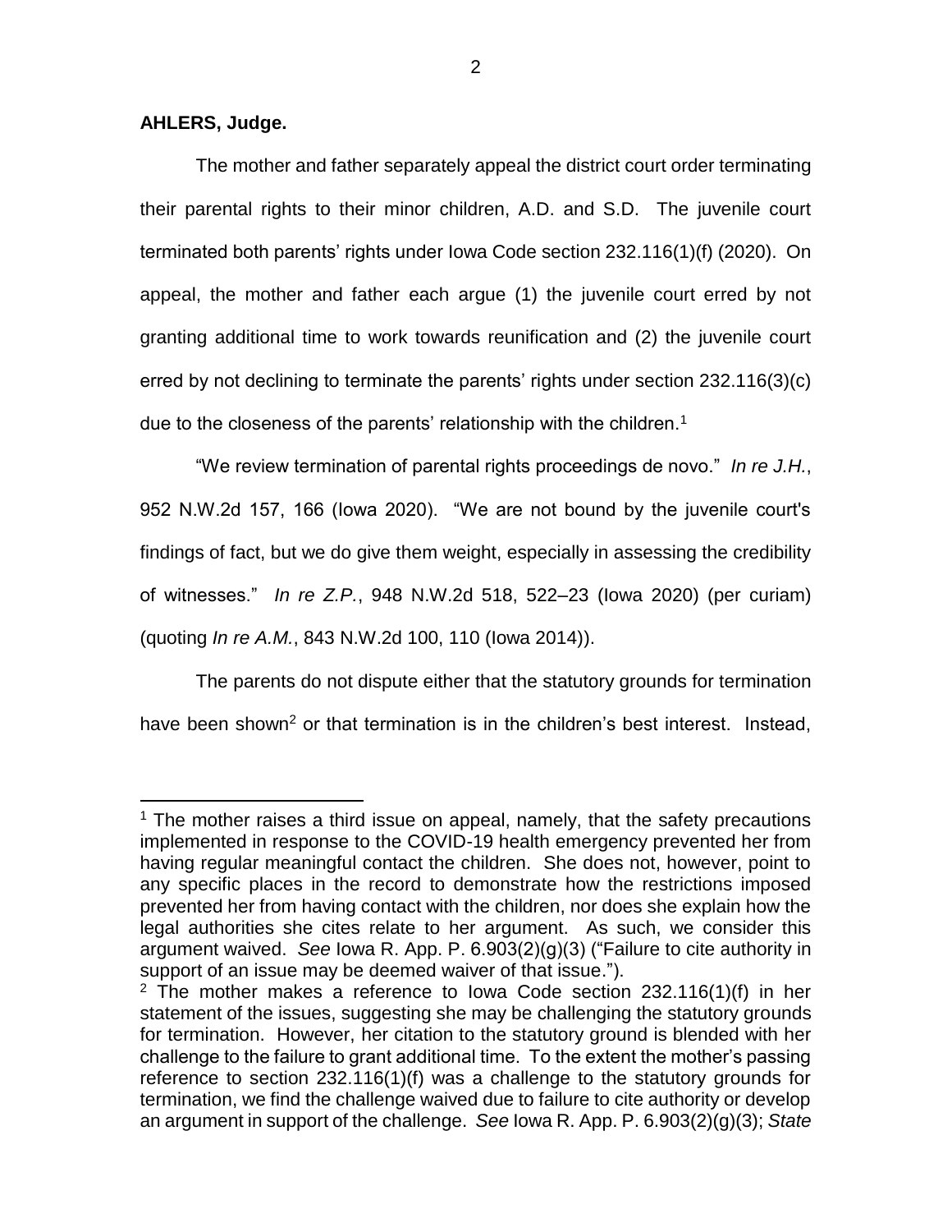**AHLERS, Judge.**

The mother and father separately appeal the district court order terminating their parental rights to their minor children, A.D. and S.D. The juvenile court terminated both parents' rights under Iowa Code section 232.116(1)(f) (2020). On appeal, the mother and father each argue (1) the juvenile court erred by not granting additional time to work towards reunification and (2) the juvenile court erred by not declining to terminate the parents' rights under section 232.116(3)(c) due to the closeness of the parents' relationship with the children.[1]

"We review termination of parental rights proceedings de novo." *In re J.H.*, 952 N.W.2d 157, 166 (Iowa 2020). "We are not bound by the juvenile court's findings of fact, but we do give them weight, especially in assessing the credibility of witnesses." *In re Z.P.*, 948 N.W.2d 518, 522–23 (Iowa 2020) (per curiam) (quoting *In re A.M.*, 843 N.W.2d 100, 110 (Iowa 2014)).

The parents do not dispute either that the statutory grounds for termination have been shown[2] or that termination is in the children's best interest. Instead,

---

[1] The mother raises a third issue on appeal, namely, that the safety precautions implemented in response to the COVID-19 health emergency prevented her from having regular meaningful contact the children. She does not, however, point to any specific places in the record to demonstrate how the restrictions imposed prevented her from having contact with the children, nor does she explain how the legal authorities she cites relate to her argument. As such, we consider this argument waived. *See* Iowa R. App. P. 6.903(2)(g)(3) ("Failure to cite authority in support of an issue may be deemed waiver of that issue.").

[2] The mother makes a reference to Iowa Code section 232.116(1)(f) in her statement of the issues, suggesting she may be challenging the statutory grounds for termination. However, her citation to the statutory ground is blended with her challenge to the failure to grant additional time. To the extent the mother's passing reference to section 232.116(1)(f) was a challenge to the statutory grounds for termination, we find the challenge waived due to failure to cite authority or develop an argument in support of the challenge. *See* Iowa R. App. P. 6.903(2)(g)(3); *State*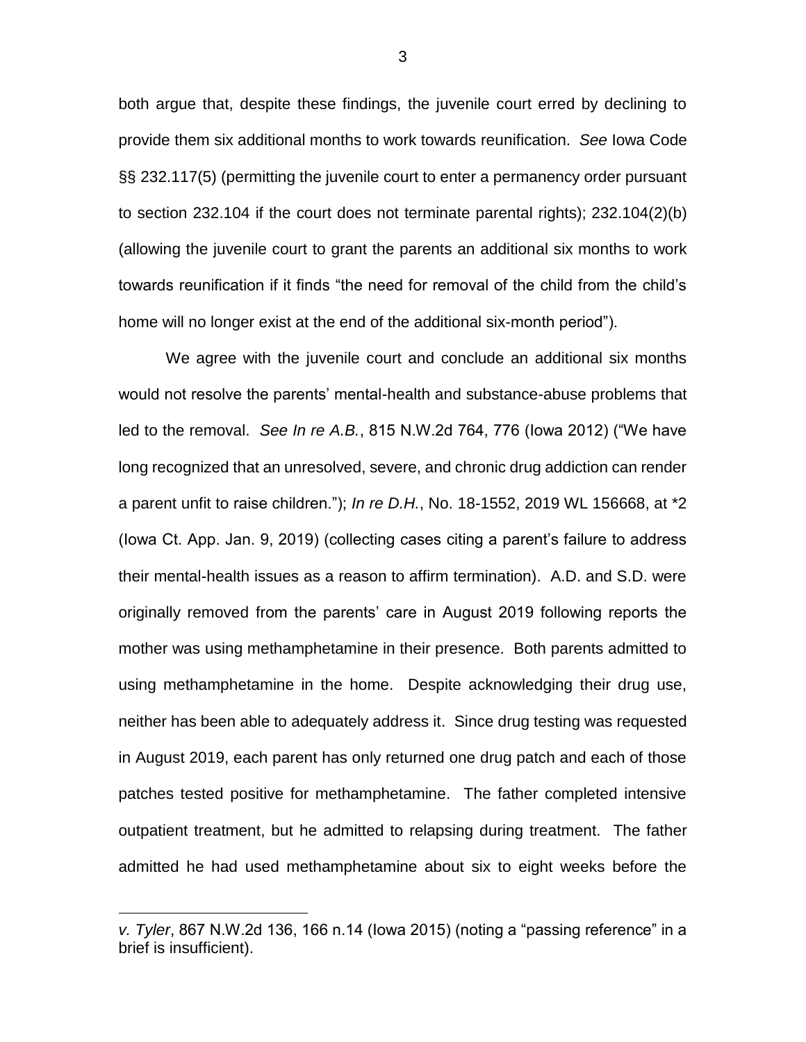both argue that, despite these findings, the juvenile court erred by declining to provide them six additional months to work towards reunification. *See* Iowa Code §§ 232.117(5) (permitting the juvenile court to enter a permanency order pursuant to section 232.104 if the court does not terminate parental rights); 232.104(2)(b) (allowing the juvenile court to grant the parents an additional six months to work towards reunification if it finds "the need for removal of the child from the child's home will no longer exist at the end of the additional six-month period").

We agree with the juvenile court and conclude an additional six months would not resolve the parents' mental-health and substance-abuse problems that led to the removal. *See In re A.B.*, 815 N.W.2d 764, 776 (Iowa 2012) ("We have long recognized that an unresolved, severe, and chronic drug addiction can render a parent unfit to raise children."); *In re D.H.*, No. 18-1552, 2019 WL 156668, at *2 (Iowa Ct. App. Jan. 9, 2019) (collecting cases citing a parent's failure to address their mental-health issues as a reason to affirm termination). A.D. and S.D. were originally removed from the parents' care in August 2019 following reports the mother was using methamphetamine in their presence. Both parents admitted to using methamphetamine in the home. Despite acknowledging their drug use, neither has been able to adequately address it. Since drug testing was requested in August 2019, each parent has only returned one drug patch and each of those patches tested positive for methamphetamine. The father completed intensive outpatient treatment, but he admitted to relapsing during treatment. The father admitted he had used methamphetamine about six to eight weeks before the

*v. Tyler*, 867 N.W.2d 136, 166 n.14 (Iowa 2015) (noting a "passing reference" in a brief is insufficient).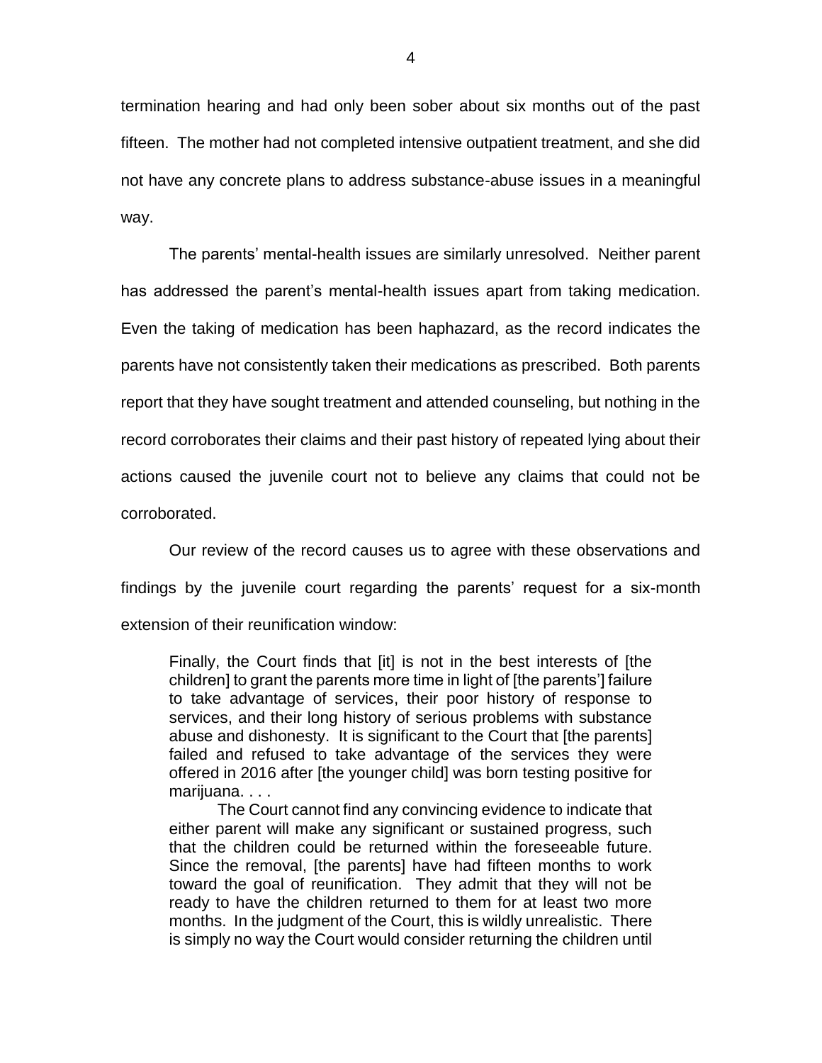termination hearing and had only been sober about six months out of the past fifteen. The mother had not completed intensive outpatient treatment, and she did not have any concrete plans to address substance-abuse issues in a meaningful way.

The parents' mental-health issues are similarly unresolved. Neither parent has addressed the parent's mental-health issues apart from taking medication. Even the taking of medication has been haphazard, as the record indicates the parents have not consistently taken their medications as prescribed. Both parents report that they have sought treatment and attended counseling, but nothing in the record corroborates their claims and their past history of repeated lying about their actions caused the juvenile court not to believe any claims that could not be corroborated.

Our review of the record causes us to agree with these observations and findings by the juvenile court regarding the parents' request for a six-month extension of their reunification window:

> Finally, the Court finds that [it] is not in the best interests of [the children] to grant the parents more time in light of [the parents'] failure to take advantage of services, their poor history of response to services, and their long history of serious problems with substance abuse and dishonesty. It is significant to the Court that [the parents] failed and refused to take advantage of the services they were offered in 2016 after [the younger child] was born testing positive for marijuana. . . .
>
> The Court cannot find any convincing evidence to indicate that either parent will make any significant or sustained progress, such that the children could be returned within the foreseeable future. Since the removal, [the parents] have had fifteen months to work toward the goal of reunification. They admit that they will not be ready to have the children returned to them for at least two more months. In the judgment of the Court, this is wildly unrealistic. There is simply no way the Court would consider returning the children until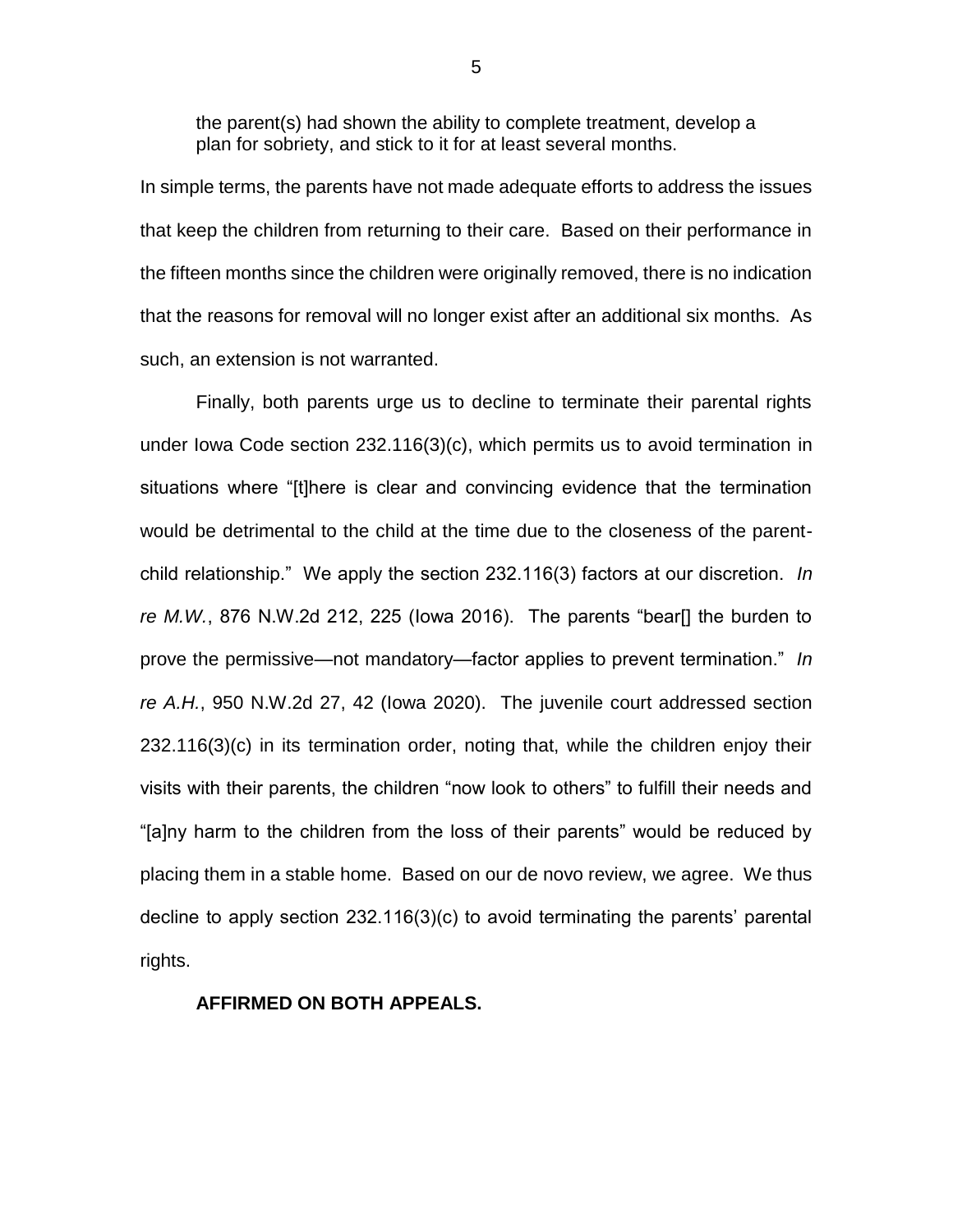> the parent(s) had shown the ability to complete treatment, develop a plan for sobriety, and stick to it for at least several months.

In simple terms, the parents have not made adequate efforts to address the issues that keep the children from returning to their care. Based on their performance in the fifteen months since the children were originally removed, there is no indication that the reasons for removal will no longer exist after an additional six months. As such, an extension is not warranted.

Finally, both parents urge us to decline to terminate their parental rights under Iowa Code section 232.116(3)(c), which permits us to avoid termination in situations where "[t]here is clear and convincing evidence that the termination would be detrimental to the child at the time due to the closeness of the parent-child relationship." We apply the section 232.116(3) factors at our discretion. *In re M.W.*, 876 N.W.2d 212, 225 (Iowa 2016). The parents "bear[] the burden to prove the permissive—not mandatory—factor applies to prevent termination." *In re A.H.*, 950 N.W.2d 27, 42 (Iowa 2020). The juvenile court addressed section 232.116(3)(c) in its termination order, noting that, while the children enjoy their visits with their parents, the children "now look to others" to fulfill their needs and "[a]ny harm to the children from the loss of their parents" would be reduced by placing them in a stable home. Based on our de novo review, we agree. We thus decline to apply section 232.116(3)(c) to avoid terminating the parents' parental rights.

**AFFIRMED ON BOTH APPEALS.**